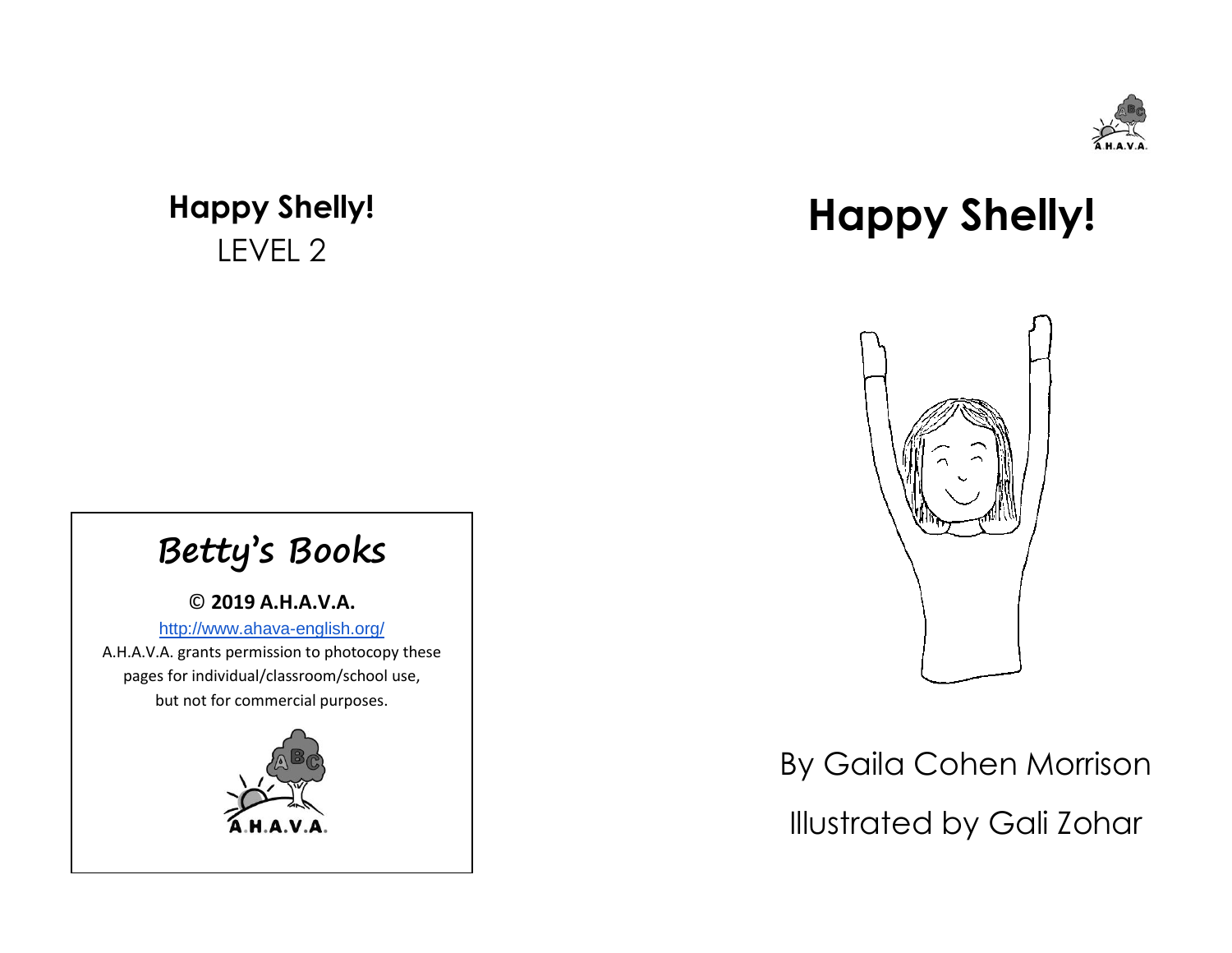**Happy Shelly!**
LEVEL 2

## Betty's Books

**© 2019 A.H.A.V.A.**

http://www.ahava-english.org/

A.H.A.V.A. grants permission to photocopy these pages for individual/classroom/school use, but not for commercial purposes.

A.H.A.V.A.

# Happy Shelly!

By Gaila Cohen Morrison

Illustrated by Gali Zohar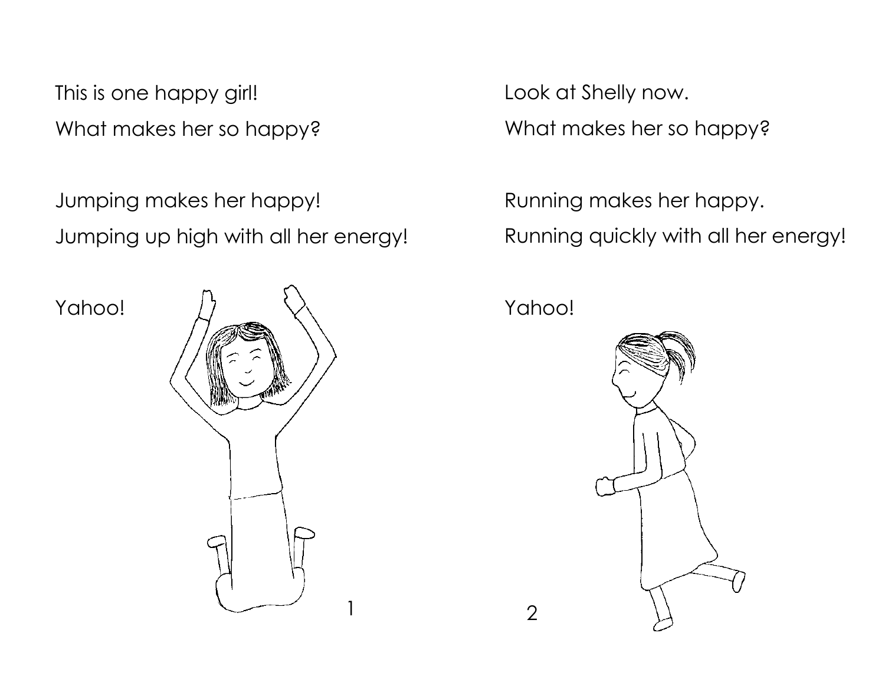This is one happy girl!

What makes her so happy?

Jumping makes her happy!

Jumping up high with all her energy!

Yahoo!

Look at Shelly now.

What makes her so happy?

Running makes her happy.

Running quickly with all her energy!

Yahoo!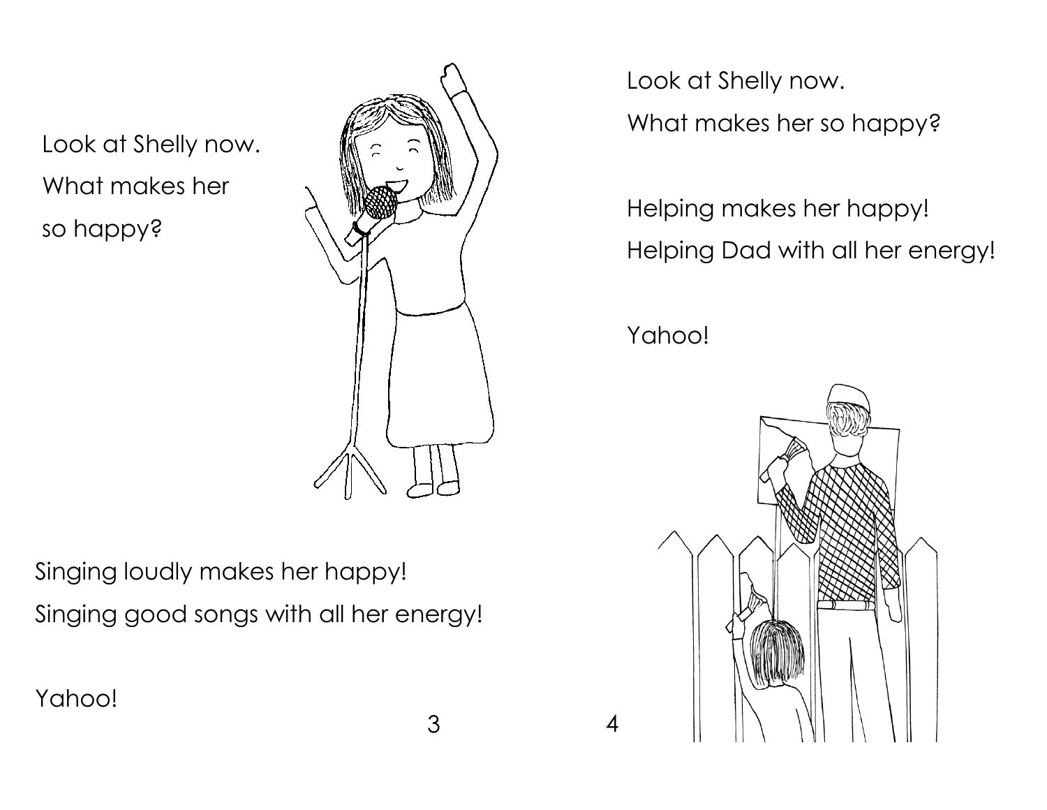Look at Shelly now.
What makes her
so happy?

Singing loudly makes her happy!
Singing good songs with all her energy!

Yahoo!

Look at Shelly now.
What makes her so happy?

Helping makes her happy!
Helping Dad with all her energy!

Yahoo!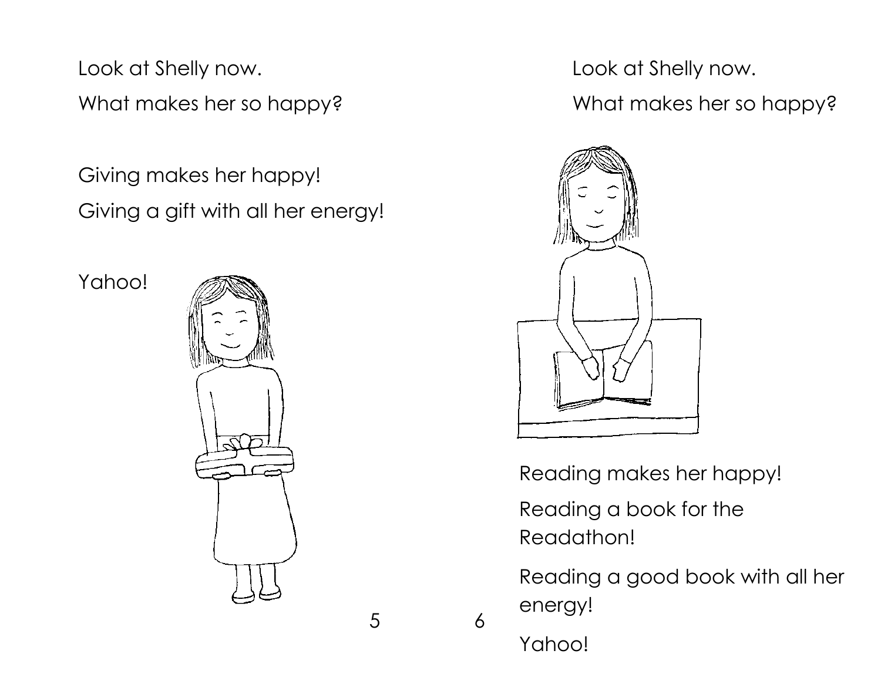Look at Shelly now.

What makes her so happy?

Giving makes her happy!

Giving a gift with all her energy!

Yahoo!

Look at Shelly now.

What makes her so happy?

Reading makes her happy!

Reading a book for the Readathon!

Reading a good book with all her energy!

Yahoo!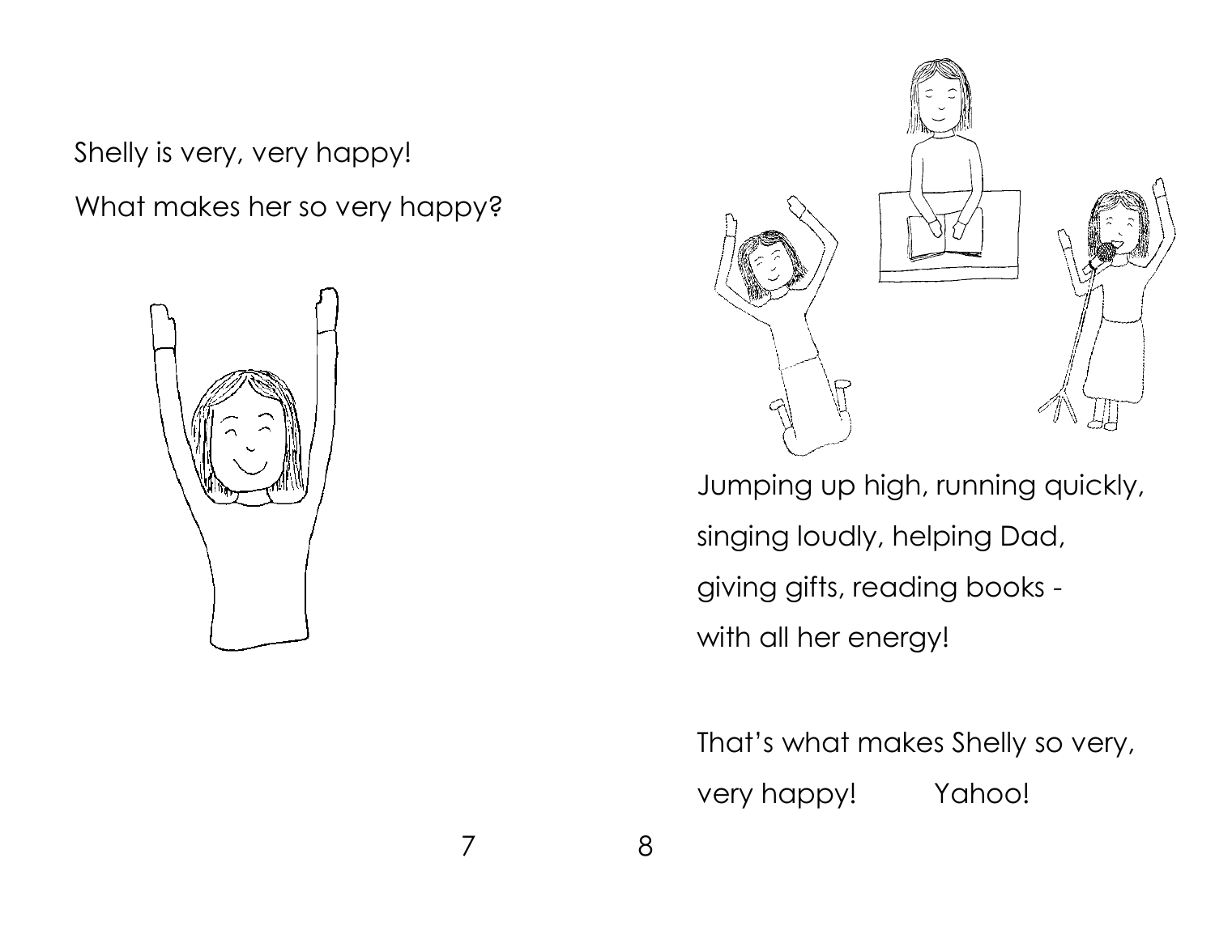Shelly is very, very happy!

What makes her so very happy?

Jumping up high, running quickly,
singing loudly, helping Dad,
giving gifts, reading books -
with all her energy!

That's what makes Shelly so very,
very happy!          Yahoo!